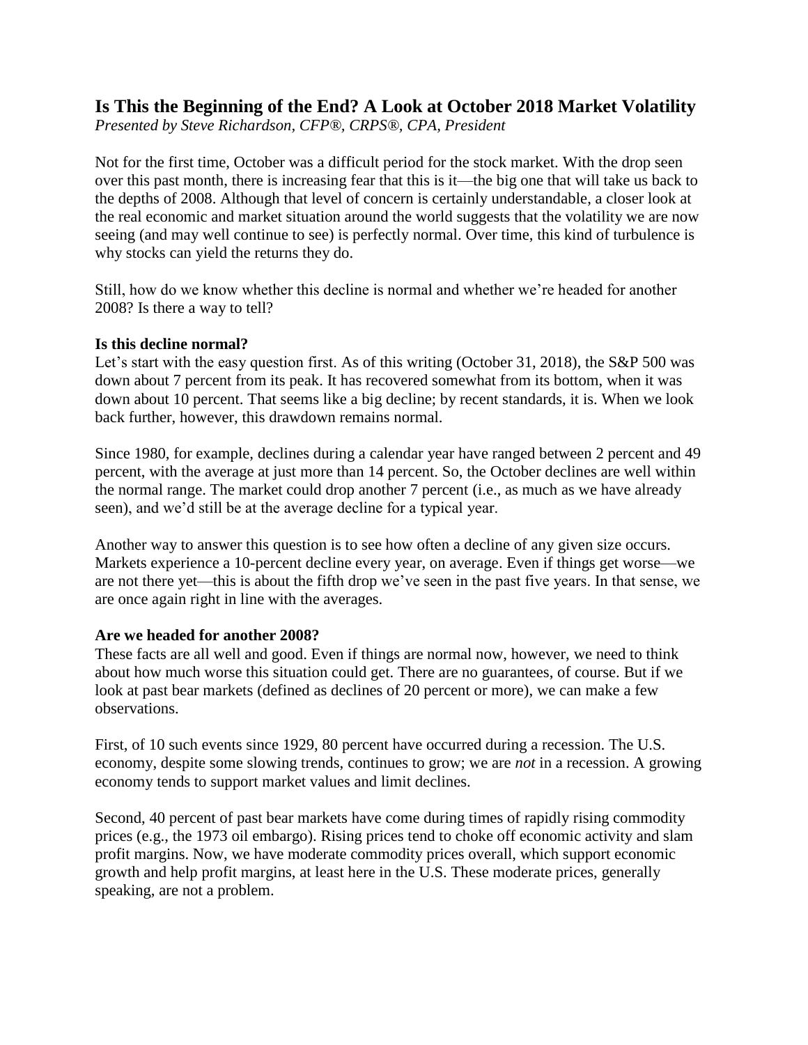## Is This the Beginning of the End? A Look at October 2018 Market Volatility

*Presented by Steve Richardson, CFP®, CRPS®, CPA, President*

Not for the first time, October was a difficult period for the stock market. With the drop seen over this past month, there is increasing fear that this is it—the big one that will take us back to the depths of 2008. Although that level of concern is certainly understandable, a closer look at the real economic and market situation around the world suggests that the volatility we are now seeing (and may well continue to see) is perfectly normal. Over time, this kind of turbulence is why stocks can yield the returns they do.

Still, how do we know whether this decline is normal and whether we're headed for another 2008? Is there a way to tell?

**Is this decline normal?**

Let's start with the easy question first. As of this writing (October 31, 2018), the S&P 500 was down about 7 percent from its peak. It has recovered somewhat from its bottom, when it was down about 10 percent. That seems like a big decline; by recent standards, it is. When we look back further, however, this drawdown remains normal.

Since 1980, for example, declines during a calendar year have ranged between 2 percent and 49 percent, with the average at just more than 14 percent. So, the October declines are well within the normal range. The market could drop another 7 percent (i.e., as much as we have already seen), and we'd still be at the average decline for a typical year.

Another way to answer this question is to see how often a decline of any given size occurs. Markets experience a 10-percent decline every year, on average. Even if things get worse—we are not there yet—this is about the fifth drop we've seen in the past five years. In that sense, we are once again right in line with the averages.

**Are we headed for another 2008?**

These facts are all well and good. Even if things are normal now, however, we need to think about how much worse this situation could get. There are no guarantees, of course. But if we look at past bear markets (defined as declines of 20 percent or more), we can make a few observations.

First, of 10 such events since 1929, 80 percent have occurred during a recession. The U.S. economy, despite some slowing trends, continues to grow; we are *not* in a recession. A growing economy tends to support market values and limit declines.

Second, 40 percent of past bear markets have come during times of rapidly rising commodity prices (e.g., the 1973 oil embargo). Rising prices tend to choke off economic activity and slam profit margins. Now, we have moderate commodity prices overall, which support economic growth and help profit margins, at least here in the U.S. These moderate prices, generally speaking, are not a problem.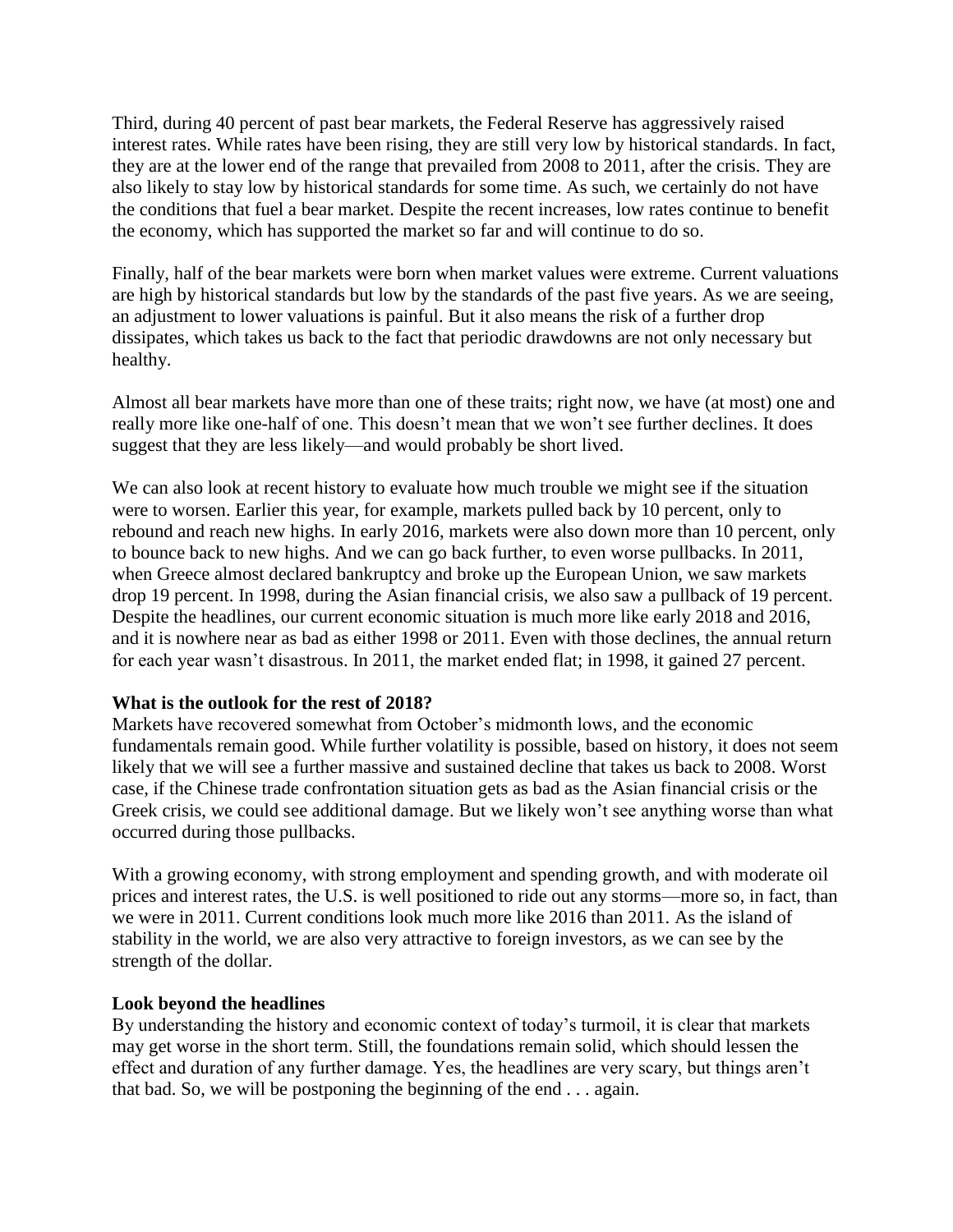Third, during 40 percent of past bear markets, the Federal Reserve has aggressively raised interest rates. While rates have been rising, they are still very low by historical standards. In fact, they are at the lower end of the range that prevailed from 2008 to 2011, after the crisis. They are also likely to stay low by historical standards for some time. As such, we certainly do not have the conditions that fuel a bear market. Despite the recent increases, low rates continue to benefit the economy, which has supported the market so far and will continue to do so.

Finally, half of the bear markets were born when market values were extreme. Current valuations are high by historical standards but low by the standards of the past five years. As we are seeing, an adjustment to lower valuations is painful. But it also means the risk of a further drop dissipates, which takes us back to the fact that periodic drawdowns are not only necessary but healthy.

Almost all bear markets have more than one of these traits; right now, we have (at most) one and really more like one-half of one. This doesn't mean that we won't see further declines. It does suggest that they are less likely—and would probably be short lived.

We can also look at recent history to evaluate how much trouble we might see if the situation were to worsen. Earlier this year, for example, markets pulled back by 10 percent, only to rebound and reach new highs. In early 2016, markets were also down more than 10 percent, only to bounce back to new highs. And we can go back further, to even worse pullbacks. In 2011, when Greece almost declared bankruptcy and broke up the European Union, we saw markets drop 19 percent. In 1998, during the Asian financial crisis, we also saw a pullback of 19 percent. Despite the headlines, our current economic situation is much more like early 2018 and 2016, and it is nowhere near as bad as either 1998 or 2011. Even with those declines, the annual return for each year wasn't disastrous. In 2011, the market ended flat; in 1998, it gained 27 percent.

**What is the outlook for the rest of 2018?**

Markets have recovered somewhat from October's midmonth lows, and the economic fundamentals remain good. While further volatility is possible, based on history, it does not seem likely that we will see a further massive and sustained decline that takes us back to 2008. Worst case, if the Chinese trade confrontation situation gets as bad as the Asian financial crisis or the Greek crisis, we could see additional damage. But we likely won't see anything worse than what occurred during those pullbacks.

With a growing economy, with strong employment and spending growth, and with moderate oil prices and interest rates, the U.S. is well positioned to ride out any storms—more so, in fact, than we were in 2011. Current conditions look much more like 2016 than 2011. As the island of stability in the world, we are also very attractive to foreign investors, as we can see by the strength of the dollar.

**Look beyond the headlines**

By understanding the history and economic context of today's turmoil, it is clear that markets may get worse in the short term. Still, the foundations remain solid, which should lessen the effect and duration of any further damage. Yes, the headlines are very scary, but things aren't that bad. So, we will be postponing the beginning of the end . . . again.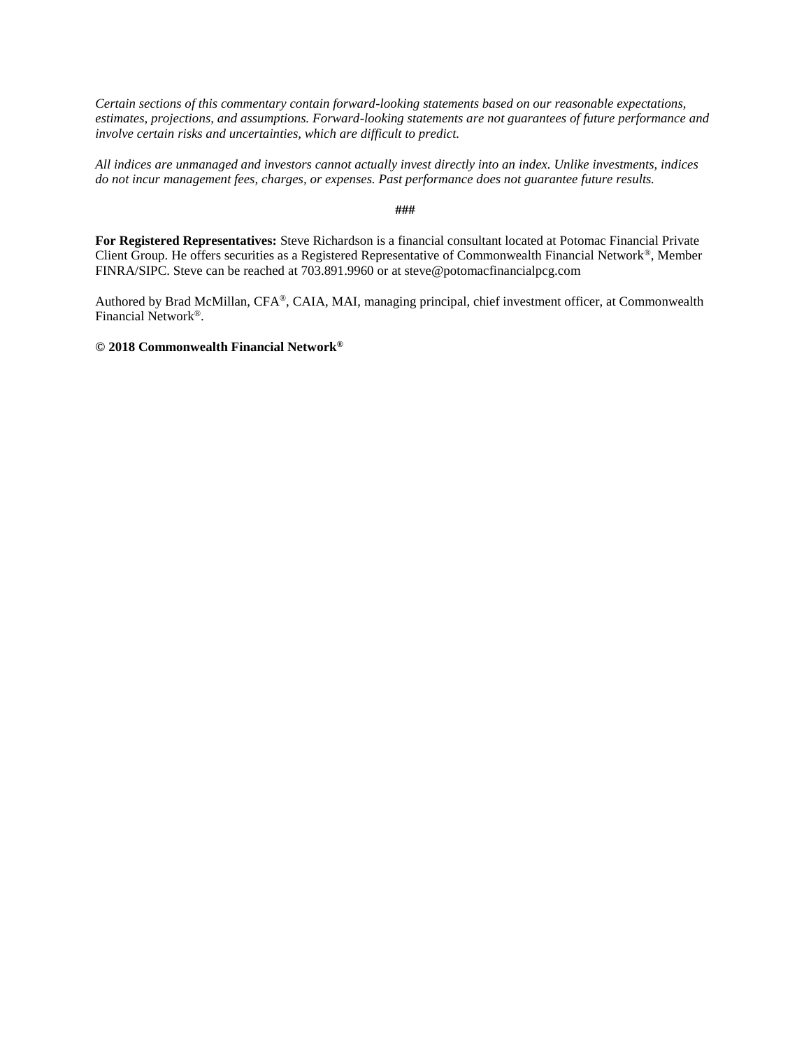*Certain sections of this commentary contain forward-looking statements based on our reasonable expectations, estimates, projections, and assumptions. Forward-looking statements are not guarantees of future performance and involve certain risks and uncertainties, which are difficult to predict.*

*All indices are unmanaged and investors cannot actually invest directly into an index. Unlike investments, indices do not incur management fees, charges, or expenses. Past performance does not guarantee future results.*

###

**For Registered Representatives:** Steve Richardson is a financial consultant located at Potomac Financial Private Client Group. He offers securities as a Registered Representative of Commonwealth Financial Network®, Member FINRA/SIPC. Steve can be reached at 703.891.9960 or at steve@potomacfinancialpcg.com

Authored by Brad McMillan, CFA®, CAIA, MAI, managing principal, chief investment officer, at Commonwealth Financial Network®.

**© 2018 Commonwealth Financial Network®**